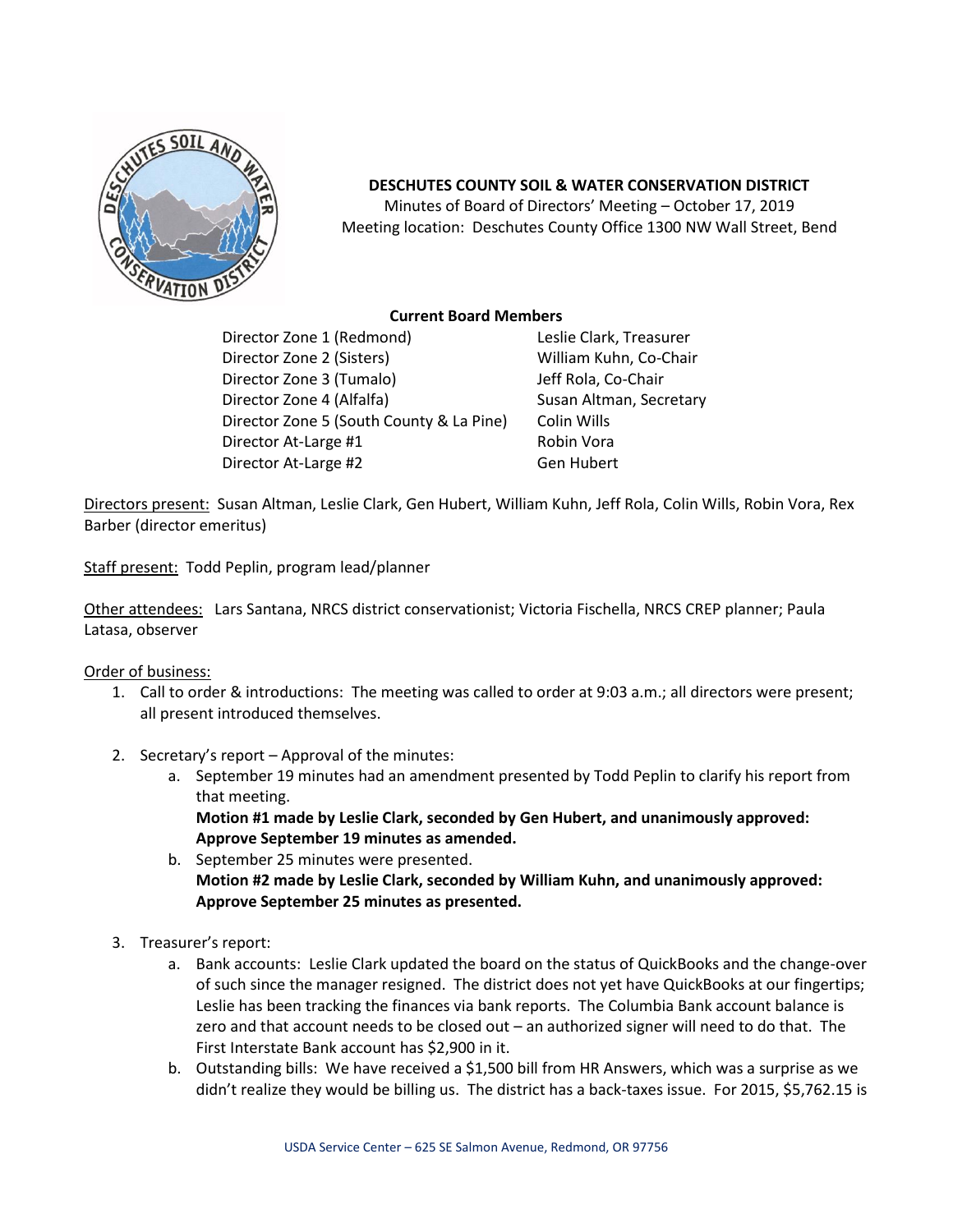**DESCHUTES COUNTY SOIL & WATER CONSERVATION DISTRICT**

Minutes of Board of Directors' Meeting – October 17, 2019

Meeting location: Deschutes County Office 1300 NW Wall Street, Bend

**Current Board Members**

| | |
|---|---|
| Director Zone 1 (Redmond) | Leslie Clark, Treasurer |
| Director Zone 2 (Sisters) | William Kuhn, Co-Chair |
| Director Zone 3 (Tumalo) | Jeff Rola, Co-Chair |
| Director Zone 4 (Alfalfa) | Susan Altman, Secretary |
| Director Zone 5 (South County & La Pine) | Colin Wills |
| Director At-Large #1 | Robin Vora |
| Director At-Large #2 | Gen Hubert |

Directors present: Susan Altman, Leslie Clark, Gen Hubert, William Kuhn, Jeff Rola, Colin Wills, Robin Vora, Rex Barber (director emeritus)

Staff present: Todd Peplin, program lead/planner

Other attendees: Lars Santana, NRCS district conservationist; Victoria Fischella, NRCS CREP planner; Paula Latasa, observer

Order of business:

1. Call to order & introductions: The meeting was called to order at 9:03 a.m.; all directors were present; all present introduced themselves.

2. Secretary's report – Approval of the minutes:
   a. September 19 minutes had an amendment presented by Todd Peplin to clarify his report from that meeting.
   **Motion #1 made by Leslie Clark, seconded by Gen Hubert, and unanimously approved: Approve September 19 minutes as amended.**
   b. September 25 minutes were presented.
   **Motion #2 made by Leslie Clark, seconded by William Kuhn, and unanimously approved: Approve September 25 minutes as presented.**

3. Treasurer's report:
   a. Bank accounts: Leslie Clark updated the board on the status of QuickBooks and the change-over of such since the manager resigned. The district does not yet have QuickBooks at our fingertips; Leslie has been tracking the finances via bank reports. The Columbia Bank account balance is zero and that account needs to be closed out – an authorized signer will need to do that. The First Interstate Bank account has $2,900 in it.
   b. Outstanding bills: We have received a $1,500 bill from HR Answers, which was a surprise as we didn't realize they would be billing us. The district has a back-taxes issue. For 2015, $5,762.15 is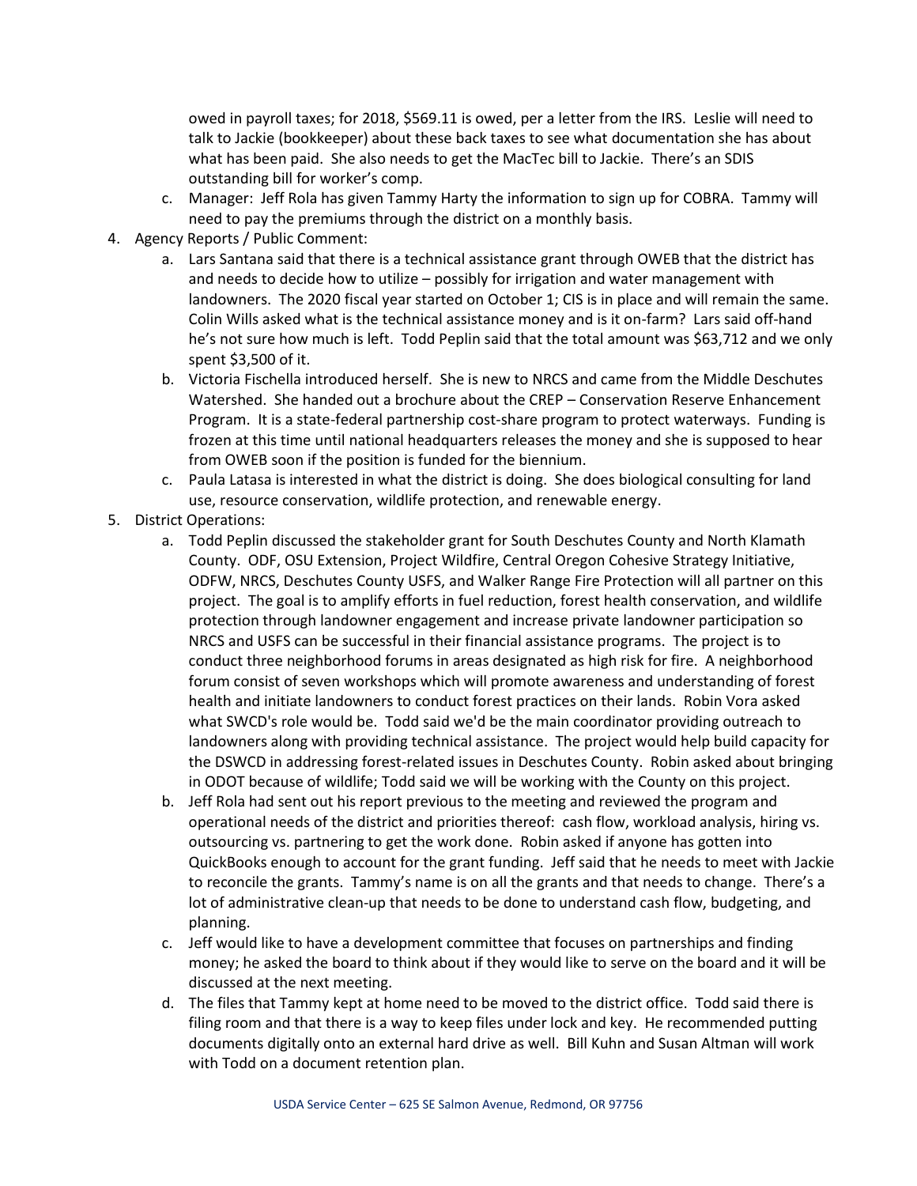owed in payroll taxes; for 2018, $569.11 is owed, per a letter from the IRS. Leslie will need to talk to Jackie (bookkeeper) about these back taxes to see what documentation she has about what has been paid. She also needs to get the MacTec bill to Jackie. There's an SDIS outstanding bill for worker's comp.

c. Manager: Jeff Rola has given Tammy Harty the information to sign up for COBRA. Tammy will need to pay the premiums through the district on a monthly basis.

4. Agency Reports / Public Comment:
   a. Lars Santana said that there is a technical assistance grant through OWEB that the district has and needs to decide how to utilize – possibly for irrigation and water management with landowners. The 2020 fiscal year started on October 1; CIS is in place and will remain the same. Colin Wills asked what is the technical assistance money and is it on-farm? Lars said off-hand he's not sure how much is left. Todd Peplin said that the total amount was $63,712 and we only spent $3,500 of it.
   b. Victoria Fischella introduced herself. She is new to NRCS and came from the Middle Deschutes Watershed. She handed out a brochure about the CREP – Conservation Reserve Enhancement Program. It is a state-federal partnership cost-share program to protect waterways. Funding is frozen at this time until national headquarters releases the money and she is supposed to hear from OWEB soon if the position is funded for the biennium.
   c. Paula Latasa is interested in what the district is doing. She does biological consulting for land use, resource conservation, wildlife protection, and renewable energy.

5. District Operations:
   a. Todd Peplin discussed the stakeholder grant for South Deschutes County and North Klamath County. ODF, OSU Extension, Project Wildfire, Central Oregon Cohesive Strategy Initiative, ODFW, NRCS, Deschutes County USFS, and Walker Range Fire Protection will all partner on this project. The goal is to amplify efforts in fuel reduction, forest health conservation, and wildlife protection through landowner engagement and increase private landowner participation so NRCS and USFS can be successful in their financial assistance programs. The project is to conduct three neighborhood forums in areas designated as high risk for fire. A neighborhood forum consist of seven workshops which will promote awareness and understanding of forest health and initiate landowners to conduct forest practices on their lands. Robin Vora asked what SWCD's role would be. Todd said we'd be the main coordinator providing outreach to landowners along with providing technical assistance. The project would help build capacity for the DSWCD in addressing forest-related issues in Deschutes County. Robin asked about bringing in ODOT because of wildlife; Todd said we will be working with the County on this project.
   b. Jeff Rola had sent out his report previous to the meeting and reviewed the program and operational needs of the district and priorities thereof: cash flow, workload analysis, hiring vs. outsourcing vs. partnering to get the work done. Robin asked if anyone has gotten into QuickBooks enough to account for the grant funding. Jeff said that he needs to meet with Jackie to reconcile the grants. Tammy's name is on all the grants and that needs to change. There's a lot of administrative clean-up that needs to be done to understand cash flow, budgeting, and planning.
   c. Jeff would like to have a development committee that focuses on partnerships and finding money; he asked the board to think about if they would like to serve on the board and it will be discussed at the next meeting.
   d. The files that Tammy kept at home need to be moved to the district office. Todd said there is filing room and that there is a way to keep files under lock and key. He recommended putting documents digitally onto an external hard drive as well. Bill Kuhn and Susan Altman will work with Todd on a document retention plan.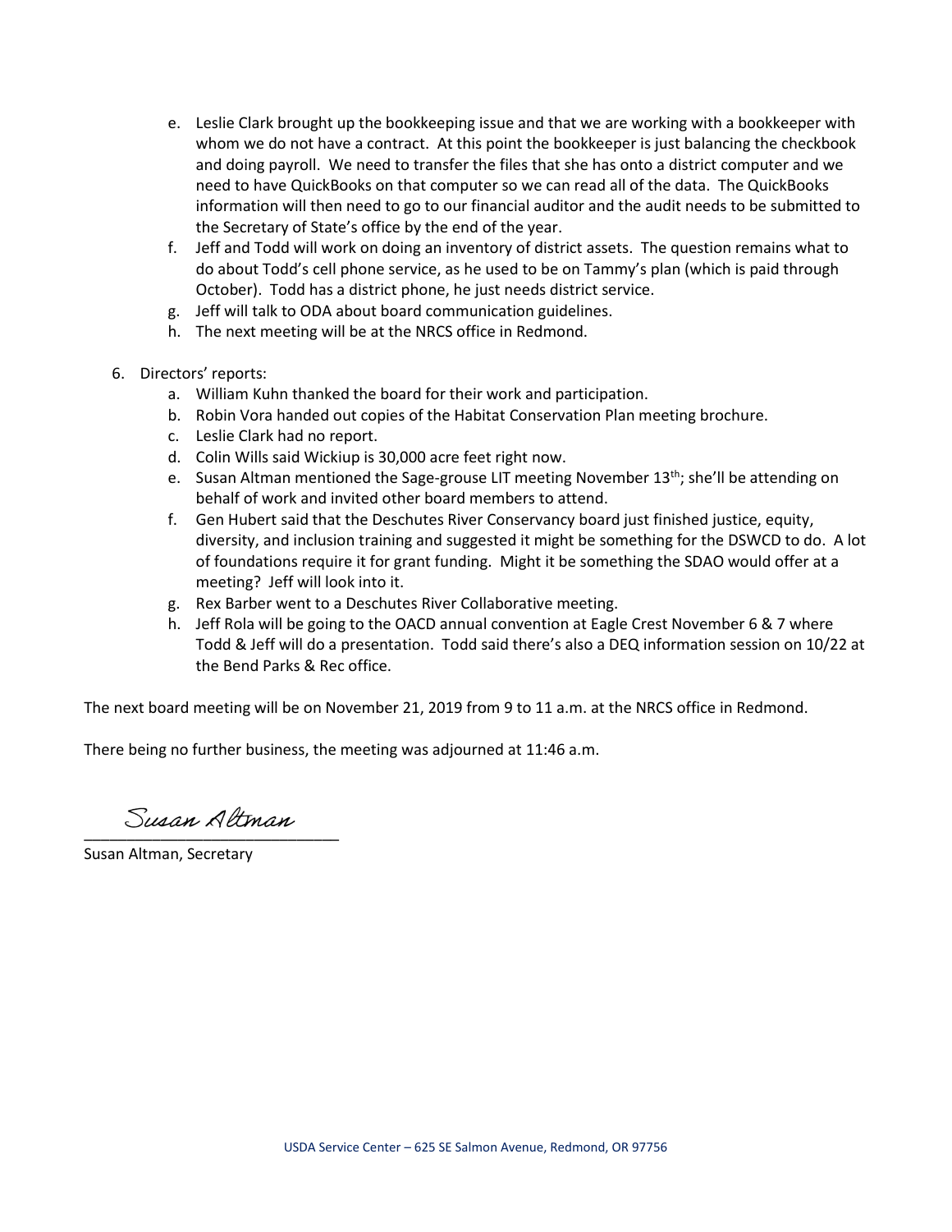e. Leslie Clark brought up the bookkeeping issue and that we are working with a bookkeeper with whom we do not have a contract. At this point the bookkeeper is just balancing the checkbook and doing payroll. We need to transfer the files that she has onto a district computer and we need to have QuickBooks on that computer so we can read all of the data. The QuickBooks information will then need to go to our financial auditor and the audit needs to be submitted to the Secretary of State's office by the end of the year.

f. Jeff and Todd will work on doing an inventory of district assets. The question remains what to do about Todd's cell phone service, as he used to be on Tammy's plan (which is paid through October). Todd has a district phone, he just needs district service.

g. Jeff will talk to ODA about board communication guidelines.

h. The next meeting will be at the NRCS office in Redmond.

6. Directors' reports:
   a. William Kuhn thanked the board for their work and participation.
   b. Robin Vora handed out copies of the Habitat Conservation Plan meeting brochure.
   c. Leslie Clark had no report.
   d. Colin Wills said Wickiup is 30,000 acre feet right now.
   e. Susan Altman mentioned the Sage-grouse LIT meeting November 13th; she'll be attending on behalf of work and invited other board members to attend.
   f. Gen Hubert said that the Deschutes River Conservancy board just finished justice, equity, diversity, and inclusion training and suggested it might be something for the DSWCD to do. A lot of foundations require it for grant funding. Might it be something the SDAO would offer at a meeting? Jeff will look into it.
   g. Rex Barber went to a Deschutes River Collaborative meeting.
   h. Jeff Rola will be going to the OACD annual convention at Eagle Crest November 6 & 7 where Todd & Jeff will do a presentation. Todd said there's also a DEQ information session on 10/22 at the Bend Parks & Rec office.

The next board meeting will be on November 21, 2019 from 9 to 11 a.m. at the NRCS office in Redmond.

There being no further business, the meeting was adjourned at 11:46 a.m.

Susan Altman
______________________________
Susan Altman, Secretary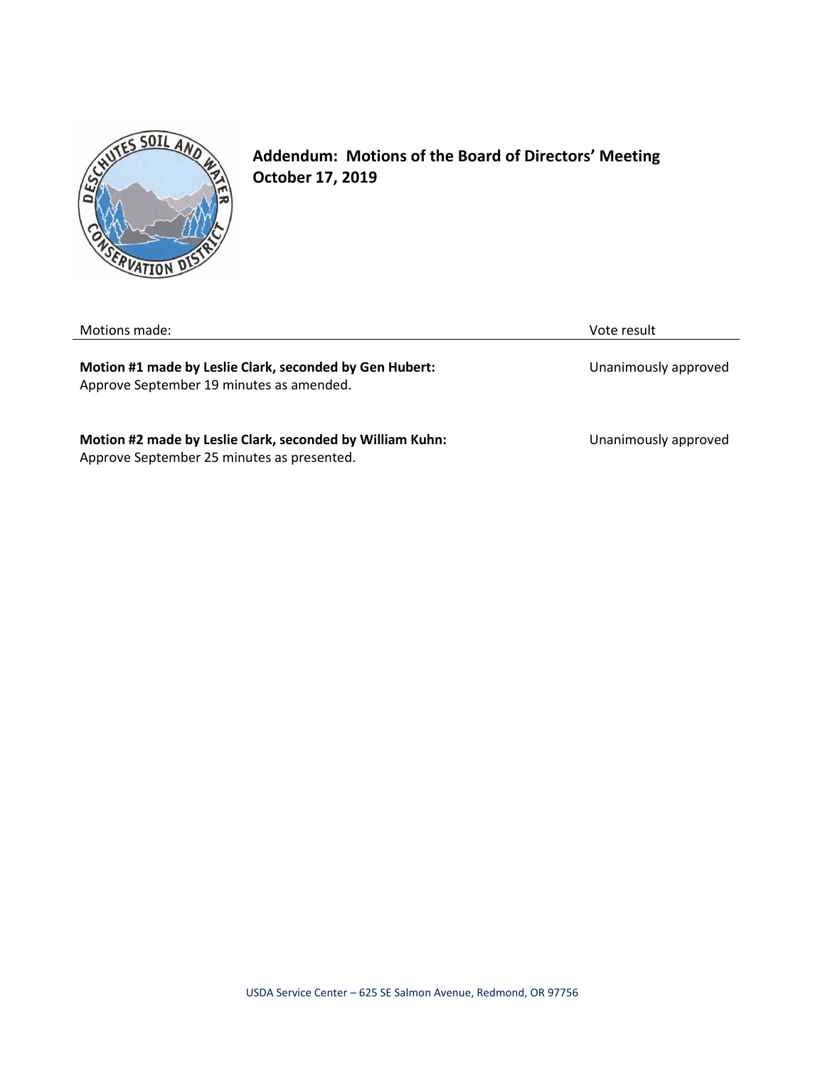# Addendum: Motions of the Board of Directors' Meeting
## October 17, 2019

| Motions made: | Vote result |
|---|---|
| **Motion #1 made by Leslie Clark, seconded by Gen Hubert:** Approve September 19 minutes as amended. | Unanimously approved |
| **Motion #2 made by Leslie Clark, seconded by William Kuhn:** Approve September 25 minutes as presented. | Unanimously approved |

USDA Service Center – 625 SE Salmon Avenue, Redmond, OR 97756